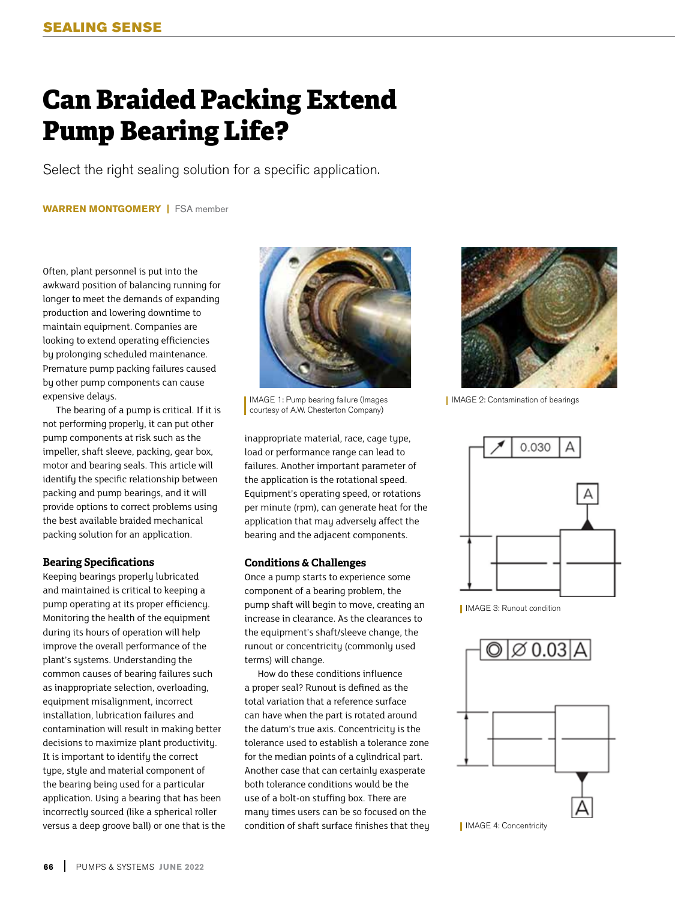# Can Braided Packing Extend Pump Bearing Life?

Select the right sealing solution for a specific application.

**WARREN MONTGOMERY** | FSA member

Often, plant personnel is put into the awkward position of balancing running for longer to meet the demands of expanding production and lowering downtime to maintain equipment. Companies are looking to extend operating efficiencies by prolonging scheduled maintenance. Premature pump packing failures caused by other pump components can cause expensive delays.

The bearing of a pump is critical. If it is not performing properly, it can put other pump components at risk such as the impeller, shaft sleeve, packing, gear box, motor and bearing seals. This article will identify the specific relationship between packing and pump bearings, and it will provide options to correct problems using the best available braided mechanical packing solution for an application.

### Bearing Specifications

Keeping bearings properly lubricated and maintained is critical to keeping a pump operating at its proper efficiency. Monitoring the health of the equipment during its hours of operation will help improve the overall performance of the plant's systems. Understanding the common causes of bearing failures such as inappropriate selection, overloading, equipment misalignment, incorrect installation, lubrication failures and contamination will result in making better decisions to maximize plant productivity. It is important to identify the correct type, style and material component of the bearing being used for a particular application. Using a bearing that has been incorrectly sourced (like a spherical roller versus a deep groove ball) or one that is the inappropriate material, race, cage type, load or performance range can lead to failures. Another important parameter of the application is the rotational speed. Equipment's operating speed, or rotations per minute (rpm), can generate heat for the application that may adversely affect the bearing and the adjacent components.

IMAGE 1: Pump bearing failure (Images courtesy of A.W. Chesterton Company)

IMAGE 2: Contamination of bearings

### Conditions & Challenges

Once a pump starts to experience some component of a bearing problem, the pump shaft will begin to move, creating an increase in clearance. As the clearances to the equipment's shaft/sleeve change, the runout or concentricity (commonly used terms) will change.

How do these conditions influence a proper seal? Runout is defined as the total variation that a reference surface can have when the part is rotated around the datum's true axis. Concentricity is the tolerance used to establish a tolerance zone for the median points of a cylindrical part. Another case that can certainly exasperate both tolerance conditions would be the use of a bolt-on stuffing box. There are many times users can be so focused on the condition of shaft surface finishes that they

IMAGE 3: Runout condition

IMAGE 4: Concentricity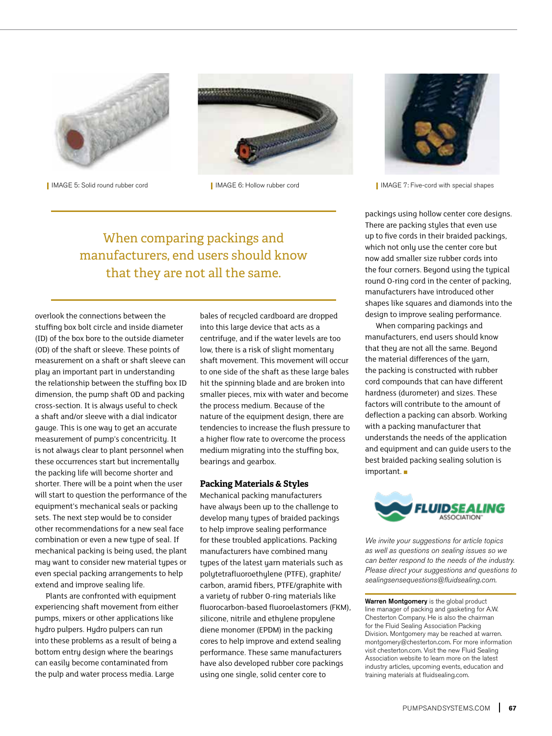IMAGE 5: Solid round rubber cord

IMAGE 6: Hollow rubber cord

IMAGE 7: Five-cord with special shapes

overlook the connections between the stuffing box bolt circle and inside diameter (ID) of the box bore to the outside diameter (OD) of the shaft or sleeve. These points of measurement on a shaft or shaft sleeve can play an important part in understanding the relationship between the stuffing box ID dimension, the pump shaft OD and packing cross-section. It is always useful to check a shaft and/or sleeve with a dial indicator gauge. This is one way to get an accurate measurement of pump's concentricity. It is not always clear to plant personnel when these occurrences start but incrementally the packing life will become shorter and shorter. There will be a point when the user will start to question the performance of the equipment's mechanical seals or packing sets. The next step would be to consider other recommendations for a new seal face combination or even a new type of seal. If mechanical packing is being used, the plant may want to consider new material types or even special packing arrangements to help extend and improve sealing life.

Plants are confronted with equipment experiencing shaft movement from either pumps, mixers or other applications like hydro pulpers. Hydro pulpers can run into these problems as a result of being a bottom entry design where the bearings can easily become contaminated from the pulp and water process media. Large bales of recycled cardboard are dropped into this large device that acts as a centrifuge, and if the water levels are too low, there is a risk of slight momentary shaft movement. This movement will occur to one side of the shaft as these large bales hit the spinning blade and are broken into smaller pieces, mix with water and become the process medium. Because of the nature of the equipment design, there are tendencies to increase the flush pressure to a higher flow rate to overcome the process medium migrating into the stuffing box, bearings and gearbox.

> When comparing packings and manufacturers, end users should know that they are not all the same.

## Packing Materials & Styles

Mechanical packing manufacturers have always been up to the challenge to develop many types of braided packings to help improve sealing performance for these troubled applications. Packing manufacturers have combined many types of the latest yarn materials such as polytetrafluoroethylene (PTFE), graphite/carbon, aramid fibers, PTFE/graphite with a variety of rubber O-ring materials like fluorocarbon-based fluoroelastomers (FKM), silicone, nitrile and ethylene propylene diene monomer (EPDM) in the packing cores to help improve and extend sealing performance. These same manufacturers have also developed rubber core packings using one single, solid center core to packings using hollow center core designs. There are packing styles that even use up to five cords in their braided packings, which not only use the center core but now add smaller size rubber cords into the four corners. Beyond using the typical round O-ring cord in the center of packing, manufacturers have introduced other shapes like squares and diamonds into the design to improve sealing performance.

When comparing packings and manufacturers, end users should know that they are not all the same. Beyond the material differences of the yarn, the packing is constructed with rubber cord compounds that can have different hardness (durometer) and sizes. These factors will contribute to the amount of deflection a packing can absorb. Working with a packing manufacturer that understands the needs of the application and equipment and can guide users to the best braided packing sealing solution is important. ■

FLUIDSEALING ASSOCIATION™

*We invite your suggestions for article topics as well as questions on sealing issues so we can better respond to the needs of the industry. Please direct your suggestions and questions to sealingsensequestions@fluidsealing.com.*

**Warren Montgomery** is the global product line manager of packing and gasketing for A.W. Chesterton Company. He is also the chairman for the Fluid Sealing Association Packing Division. Montgomery may be reached at warren.montgomery@chesterton.com. For more information visit chesterton.com. Visit the new Fluid Sealing Association website to learn more on the latest industry articles, upcoming events, education and training materials at fluidsealing.com.